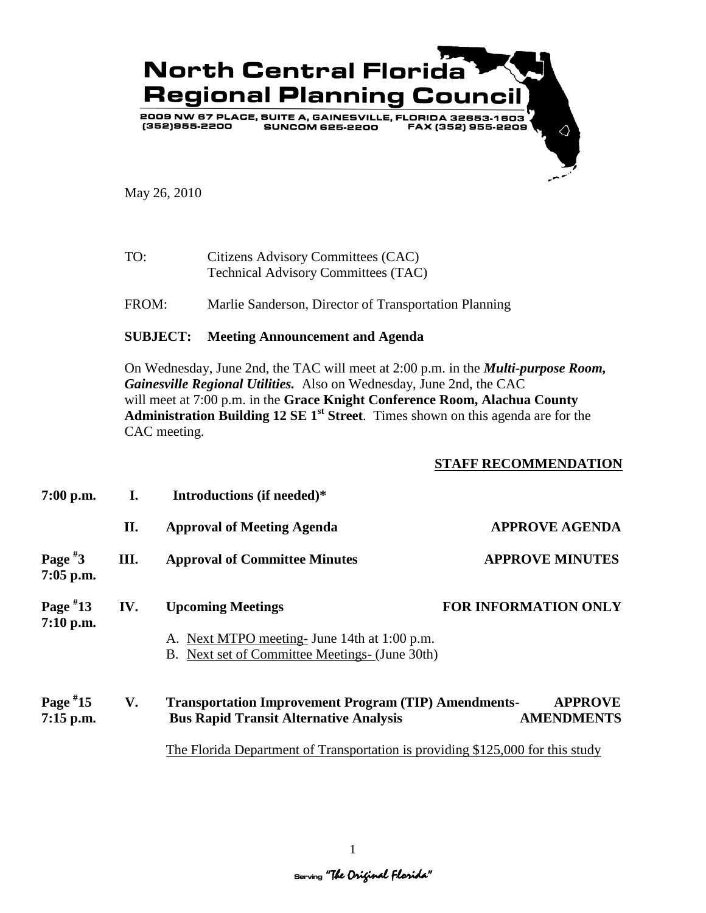# North Central Florida Regional Planning Council

2009 NW 67 PLACE, SUITE A, GAINESVILLE, FLORIDA 32653-1603
(352)955-2200 SUNCOM 625-2200 FAX (352) 955-2209

May 26, 2010

TO: Citizens Advisory Committees (CAC)
Technical Advisory Committees (TAC)

FROM: Marlie Sanderson, Director of Transportation Planning

**SUBJECT: Meeting Announcement and Agenda**

On Wednesday, June 2nd, the TAC will meet at 2:00 p.m. in the ***Multi-purpose Room, Gainesville Regional Utilities.*** Also on Wednesday, June 2nd, the CAC will meet at 7:00 p.m. in the **Grace Knight Conference Room, Alachua County Administration Building 12 SE 1st Street**. Times shown on this agenda are for the CAC meeting.

**STAFF RECOMMENDATION**

| | | | |
|---|---|---|---|
| **7:00 p.m.** | **I.** | **Introductions (if needed)*** | |
| | **II.** | **Approval of Meeting Agenda** | **APPROVE AGENDA** |
| **Page #3 7:05 p.m.** | **III.** | **Approval of Committee Minutes** | **APPROVE MINUTES** |
| **Page #13 7:10 p.m.** | **IV.** | **Upcoming Meetings** | **FOR INFORMATION ONLY** |

A. Next MTPO meeting- June 14th at 1:00 p.m.
B. Next set of Committee Meetings- (June 30th)

| | | | |
|---|---|---|---|
| **Page #15 7:15 p.m.** | **V.** | **Transportation Improvement Program (TIP) Amendments- Bus Rapid Transit Alternative Analysis** | **APPROVE AMENDMENTS** |

The Florida Department of Transportation is providing $125,000 for this study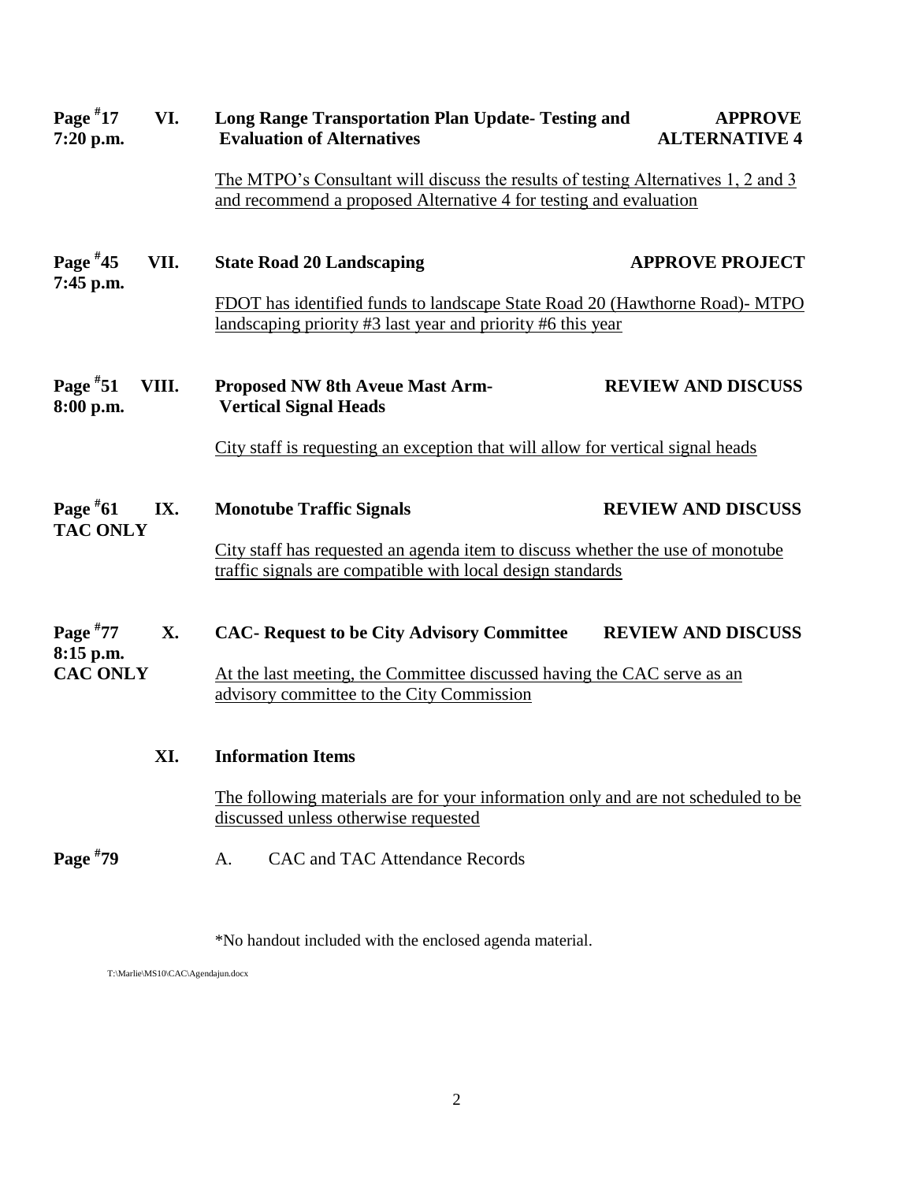**Page #17 7:20 p.m.** **VI. Long Range Transportation Plan Update- Testing and Evaluation of Alternatives** **APPROVE ALTERNATIVE 4**

The MTPO's Consultant will discuss the results of testing Alternatives 1, 2 and 3 and recommend a proposed Alternative 4 for testing and evaluation

**Page #45 7:45 p.m.** **VII. State Road 20 Landscaping** **APPROVE PROJECT**

FDOT has identified funds to landscape State Road 20 (Hawthorne Road)- MTPO landscaping priority #3 last year and priority #6 this year

**Page #51 8:00 p.m.** **VIII. Proposed NW 8th Aveue Mast Arm- Vertical Signal Heads** **REVIEW AND DISCUSS**

City staff is requesting an exception that will allow for vertical signal heads

**Page #61 TAC ONLY** **IX. Monotube Traffic Signals** **REVIEW AND DISCUSS**

City staff has requested an agenda item to discuss whether the use of monotube traffic signals are compatible with local design standards

**Page #77 8:15 p.m. CAC ONLY** **X. CAC- Request to be City Advisory Committee** **REVIEW AND DISCUSS**

At the last meeting, the Committee discussed having the CAC serve as an advisory committee to the City Commission

**XI. Information Items**

The following materials are for your information only and are not scheduled to be discussed unless otherwise requested

**Page #79** A. CAC and TAC Attendance Records

*No handout included with the enclosed agenda material.

T:\Marlie\MS10\CAC\Agendajun.docx